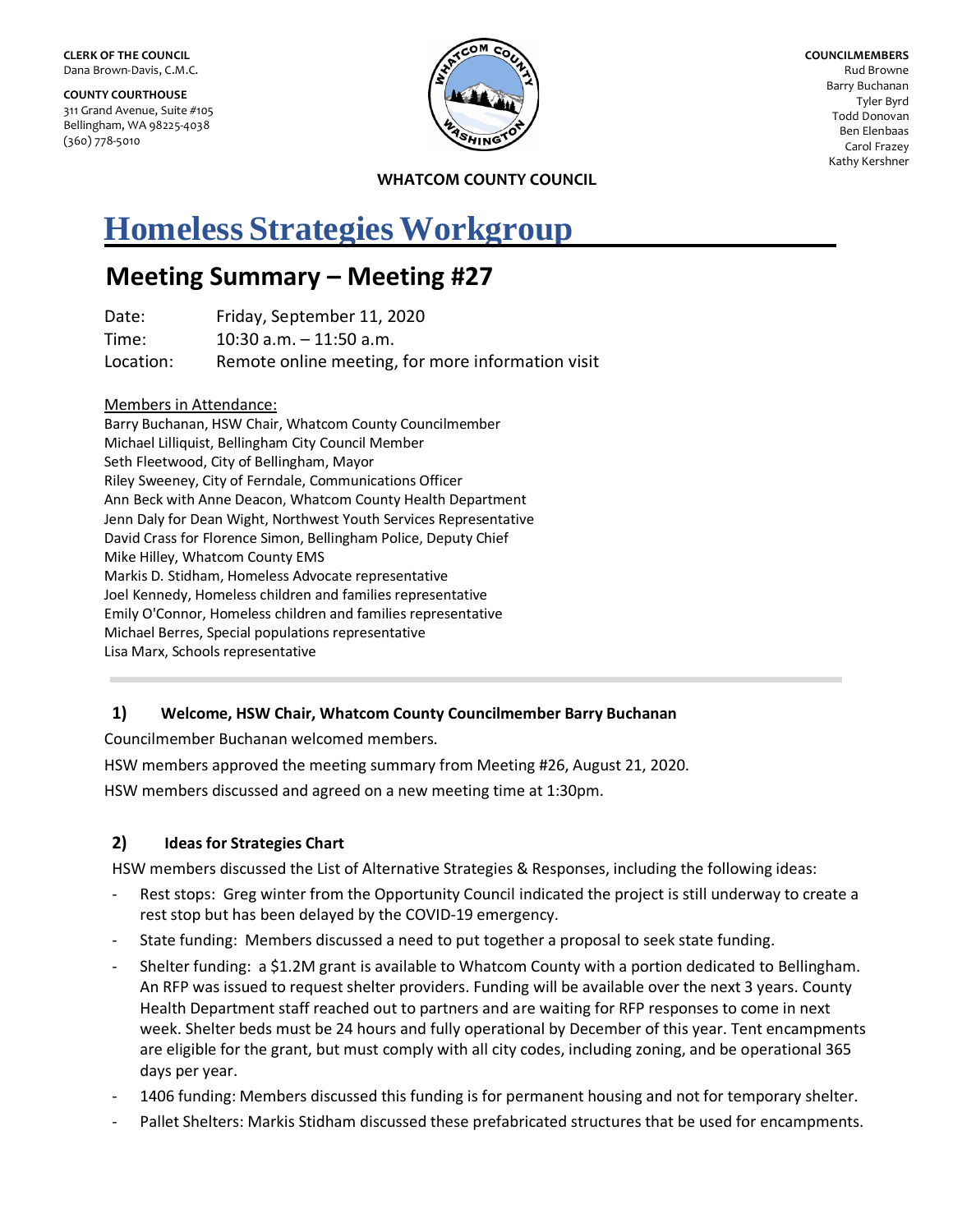**CLERK OF THE COUNCIL**
Dana Brown-Davis, C.M.C.

**COUNTY COURTHOUSE**
311 Grand Avenue, Suite #105
Bellingham, WA 98225-4038
(360) 778-5010

**COUNCILMEMBERS**
Rud Browne
Barry Buchanan
Tyler Byrd
Todd Donovan
Ben Elenbaas
Carol Frazey
Kathy Kershner

**WHATCOM COUNTY COUNCIL**

# Homeless Strategies Workgroup

## Meeting Summary – Meeting #27

Date: Friday, September 11, 2020
Time: 10:30 a.m. – 11:50 a.m.
Location: Remote online meeting, for more information visit

Members in Attendance:
Barry Buchanan, HSW Chair, Whatcom County Councilmember
Michael Lilliquist, Bellingham City Council Member
Seth Fleetwood, City of Bellingham, Mayor
Riley Sweeney, City of Ferndale, Communications Officer
Ann Beck with Anne Deacon, Whatcom County Health Department
Jenn Daly for Dean Wight, Northwest Youth Services Representative
David Crass for Florence Simon, Bellingham Police, Deputy Chief
Mike Hilley, Whatcom County EMS
Markis D. Stidham, Homeless Advocate representative
Joel Kennedy, Homeless children and families representative
Emily O'Connor, Homeless children and families representative
Michael Berres, Special populations representative
Lisa Marx, Schools representative

### 1) Welcome, HSW Chair, Whatcom County Councilmember Barry Buchanan

Councilmember Buchanan welcomed members.

HSW members approved the meeting summary from Meeting #26, August 21, 2020.

HSW members discussed and agreed on a new meeting time at 1:30pm.

### 2) Ideas for Strategies Chart

HSW members discussed the List of Alternative Strategies & Responses, including the following ideas:

- Rest stops: Greg winter from the Opportunity Council indicated the project is still underway to create a rest stop but has been delayed by the COVID-19 emergency.
- State funding: Members discussed a need to put together a proposal to seek state funding.
- Shelter funding: a $1.2M grant is available to Whatcom County with a portion dedicated to Bellingham. An RFP was issued to request shelter providers. Funding will be available over the next 3 years. County Health Department staff reached out to partners and are waiting for RFP responses to come in next week. Shelter beds must be 24 hours and fully operational by December of this year. Tent encampments are eligible for the grant, but must comply with all city codes, including zoning, and be operational 365 days per year.
- 1406 funding: Members discussed this funding is for permanent housing and not for temporary shelter.
- Pallet Shelters: Markis Stidham discussed these prefabricated structures that be used for encampments.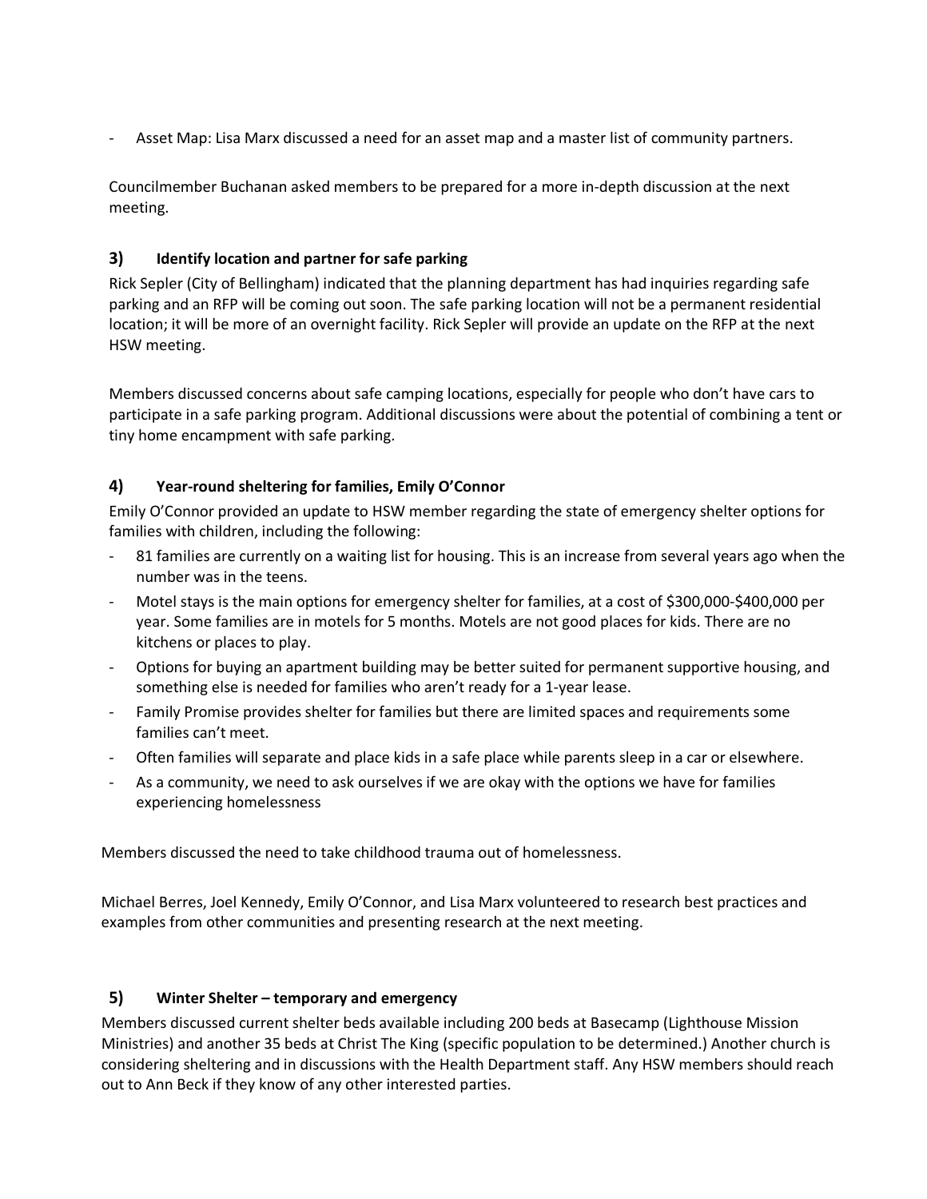- Asset Map: Lisa Marx discussed a need for an asset map and a master list of community partners.

Councilmember Buchanan asked members to be prepared for a more in-depth discussion at the next meeting.

## 3) Identify location and partner for safe parking

Rick Sepler (City of Bellingham) indicated that the planning department has had inquiries regarding safe parking and an RFP will be coming out soon. The safe parking location will not be a permanent residential location; it will be more of an overnight facility. Rick Sepler will provide an update on the RFP at the next HSW meeting.

Members discussed concerns about safe camping locations, especially for people who don't have cars to participate in a safe parking program. Additional discussions were about the potential of combining a tent or tiny home encampment with safe parking.

## 4) Year-round sheltering for families, Emily O'Connor

Emily O'Connor provided an update to HSW member regarding the state of emergency shelter options for families with children, including the following:

- 81 families are currently on a waiting list for housing. This is an increase from several years ago when the number was in the teens.
- Motel stays is the main options for emergency shelter for families, at a cost of $300,000-$400,000 per year. Some families are in motels for 5 months. Motels are not good places for kids. There are no kitchens or places to play.
- Options for buying an apartment building may be better suited for permanent supportive housing, and something else is needed for families who aren't ready for a 1-year lease.
- Family Promise provides shelter for families but there are limited spaces and requirements some families can't meet.
- Often families will separate and place kids in a safe place while parents sleep in a car or elsewhere.
- As a community, we need to ask ourselves if we are okay with the options we have for families experiencing homelessness

Members discussed the need to take childhood trauma out of homelessness.

Michael Berres, Joel Kennedy, Emily O'Connor, and Lisa Marx volunteered to research best practices and examples from other communities and presenting research at the next meeting.

## 5) Winter Shelter – temporary and emergency

Members discussed current shelter beds available including 200 beds at Basecamp (Lighthouse Mission Ministries) and another 35 beds at Christ The King (specific population to be determined.) Another church is considering sheltering and in discussions with the Health Department staff. Any HSW members should reach out to Ann Beck if they know of any other interested parties.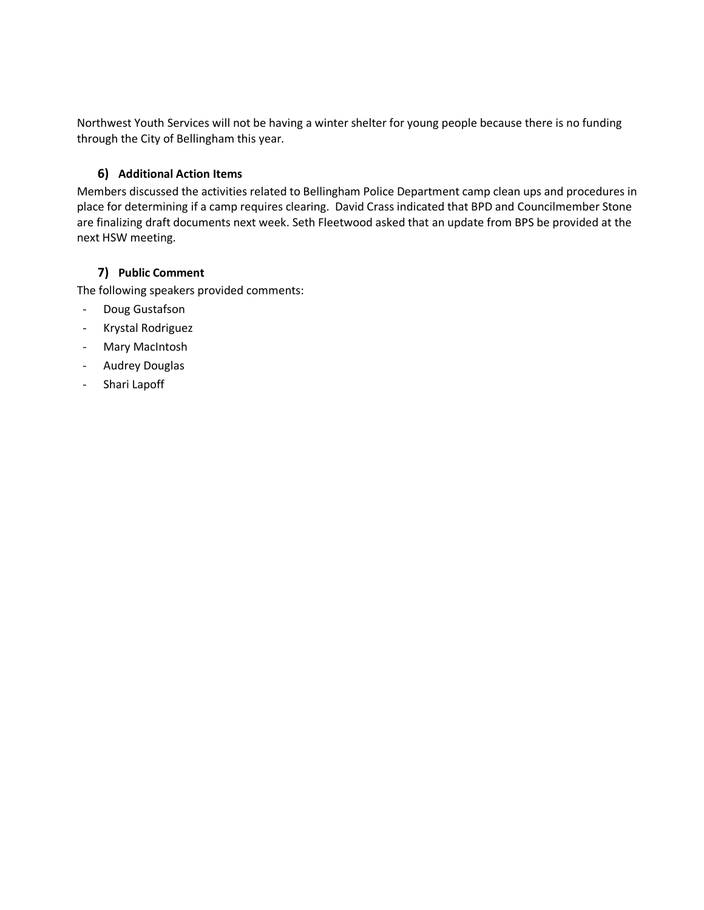Northwest Youth Services will not be having a winter shelter for young people because there is no funding through the City of Bellingham this year.

### 6) Additional Action Items

Members discussed the activities related to Bellingham Police Department camp clean ups and procedures in place for determining if a camp requires clearing. David Crass indicated that BPD and Councilmember Stone are finalizing draft documents next week. Seth Fleetwood asked that an update from BPS be provided at the next HSW meeting.

### 7) Public Comment

The following speakers provided comments:

- Doug Gustafson
- Krystal Rodriguez
- Mary MacIntosh
- Audrey Douglas
- Shari Lapoff